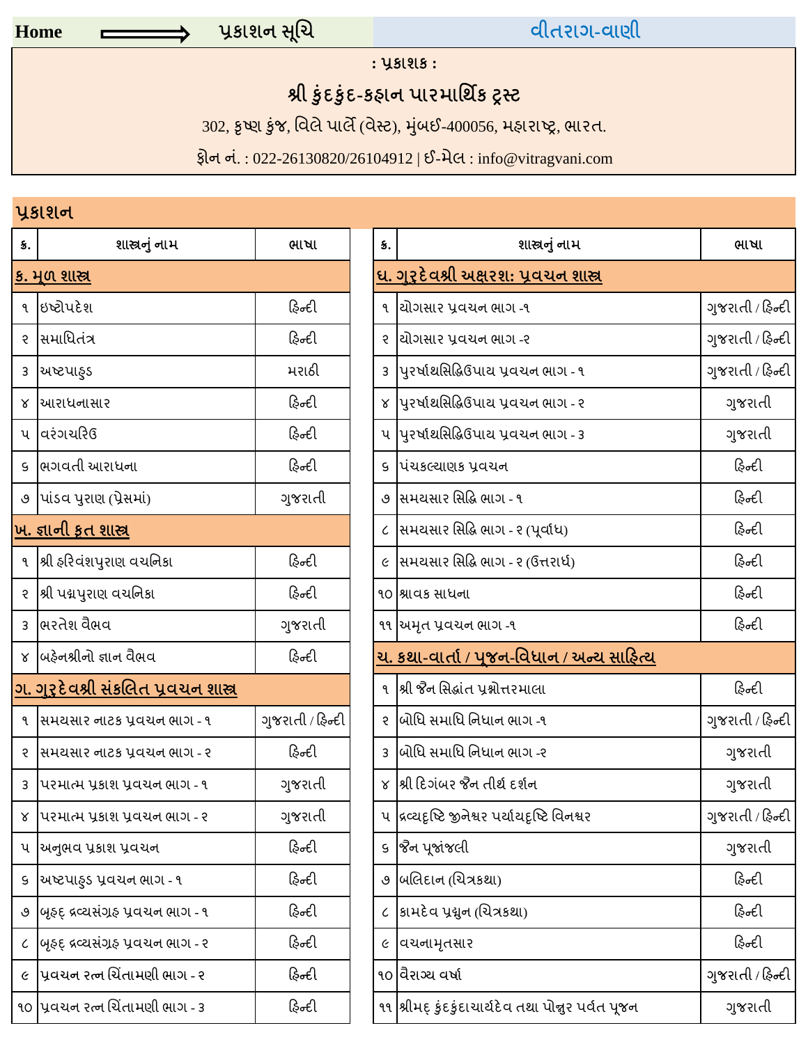Home ⟹ પ્રકાશન સૂચિ | વીતરાગ-વાણી

: પ્રકાશક :

**શ્રી કુંદકુંદ-કહાન પારમાર્થિક ટ્રસ્ટ**

302, કૃષ્ણ કુંજ, વિલે પાર્લે (વેસ્ટ), મુંબઈ-400056, મહારાષ્ટ્ર, ભારત.

ફોન નં. : 022-26130820/26104912 | ઈ-મેલ : info@vitragvani.com

## પ્રકાશન

| ક્ર. | શાસ્ત્રનું નામ | ભાષા |
|---|---|---|
| **ક. મૂળ શાસ્ત્ર** | | |
| ૧ | ઇષ્ટોપદેશ | હિન્દી |
| ૨ | સમાધિતંત્ર | હિન્દી |
| ૩ | અષ્ટપાહુડ | મરાઠી |
| ૪ | આરાધનાસાર | હિન્દી |
| ૫ | વરંગચરિઉ | હિન્દી |
| ૬ | ભગવતી આરાધના | હિન્દી |
| ૭ | પાંડવ પુરાણ (પ્રેસમાં) | ગુજરાતી |
| **ખ. જ્ઞાની કૃત શાસ્ત્ર** | | |
| ૧ | શ્રી હરિવંશપુરાણ વચનિકા | હિન્દી |
| ૨ | શ્રી પદ્મપુરાણ વચનિકા | હિન્દી |
| ૩ | ભરતેશ વૈભવ | ગુજરાતી |
| ૪ | બહેનશ્રીનો જ્ઞાન વૈભવ | હિન્દી |
| **ગ. ગુરુદેવશ્રી સંકલિત પ્રવચન શાસ્ત્ર** | | |
| ૧ | સમયસાર નાટક પ્રવચન ભાગ - ૧ | ગુજરાતી / હિન્દી |
| ૨ | સમયસાર નાટક પ્રવચન ભાગ - ૨ | હિન્દી |
| ૩ | પરમાત્મ પ્રકાશ પ્રવચન ભાગ - ૧ | ગુજરાતી |
| ૪ | પરમાત્મ પ્રકાશ પ્રવચન ભાગ - ૨ | ગુજરાતી |
| ૫ | અનુભવ પ્રકાશ પ્રવચન | હિન્દી |
| ૬ | અષ્ટપાહુડ પ્રવચન ભાગ - ૧ | હિન્દી |
| ૭ | બૃહદ્ દ્રવ્યસંગ્રહ પ્રવચન ભાગ - ૧ | હિન્દી |
| ૮ | બૃહદ્ દ્રવ્યસંગ્રહ પ્રવચન ભાગ - ૨ | હિન્દી |
| ૯ | પ્રવચન રત્ન ચિંતામણી ભાગ - ૨ | હિન્દી |
| ૧૦ | પ્રવચન રત્ન ચિંતામણી ભાગ - ૩ | હિન્દી |
| **ઘ. ગુરુદેવશ્રી અક્ષરશઃ પ્રવચન શાસ્ત્ર** | | |
| ૧ | યોગસાર પ્રવચન ભાગ -૧ | ગુજરાતી / હિન્દી |
| ૨ | યોગસાર પ્રવચન ભાગ -૨ | ગુજરાતી / હિન્દી |
| ૩ | પુરુષાર્થસિદ્ધિઉપાય પ્રવચન ભાગ - ૧ | ગુજરાતી / હિન્દી |
| ૪ | પુરુષાર્થસિદ્ધિઉપાય પ્રવચન ભાગ - ૨ | ગુજરાતી |
| ૫ | પુરુષાર્થસિદ્ધિઉપાય પ્રવચન ભાગ - ૩ | ગુજરાતી |
| ૬ | પંચકલ્યાણક પ્રવચન | હિન્દી |
| ૭ | સમયસાર સિદ્ધિ ભાગ - ૧ | હિન્દી |
| ૮ | સમયસાર સિદ્ધિ ભાગ - ૨ (પૂર્વાધ) | હિન્દી |
| ૯ | સમયસાર સિદ્ધિ ભાગ - ૨ (ઉત્તરાર્ધ) | હિન્દી |
| ૧૦ | શ્રાવક સાધના | હિન્દી |
| ૧૧ | અમૃત પ્રવચન ભાગ -૧ | હિન્દી |
| **ચ. કથા-વાર્તા / પૂજન-વિધાન / અન્ય સાહિત્ય** | | |
| ૧ | શ્રી જૈન સિદ્ધાંત પ્રશ્નોત્તરમાલા | હિન્દી |
| ૨ | બોધિ સમાધિ નિધાન ભાગ -૧ | ગુજરાતી / હિન્દી |
| ૩ | બોધિ સમાધિ નિધાન ભાગ -૨ | ગુજરાતી |
| ૪ | શ્રી દિગંબર જૈન તીર્થ દર્શન | ગુજરાતી |
| ૫ | દ્રવ્યદૃષ્ટિ જીનેશ્વર પર્યાયદૃષ્ટિ વિનશ્વર | ગુજરાતી / હિન્દી |
| ૬ | જૈન પૂજાંજલી | ગુજરાતી |
| ૭ | બલિદાન (ચિત્રકથા) | હિન્દી |
| ૮ | કામદેવ પ્રદ્યુન (ચિત્રકથા) | હિન્દી |
| ૯ | વચનામૃતસાર | હિન્દી |
| ૧૦ | વૈરાગ્ય વર્ષા | ગુજરાતી / હિન્દી |
| ૧૧ | શ્રીમદ્ કુંદકુંદાચાર્યદેવ તથા પોન્નુર પર્વત પૂજન | ગુજરાતી |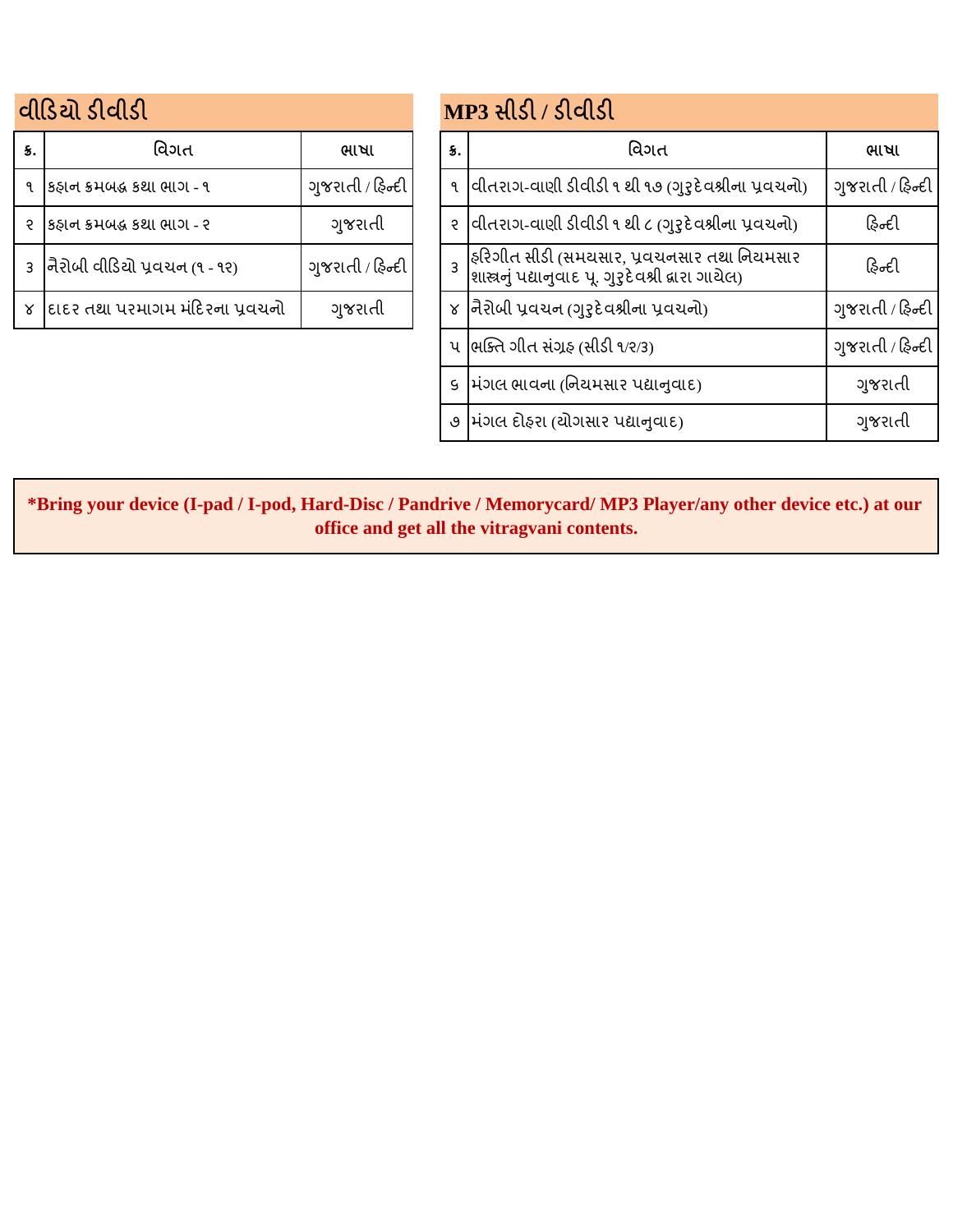## વીડિયો ડીવીડી

| ક્ર. | વિગત | ભાષા |
| --- | --- | --- |
| ૧ | કહાન ક્રમબદ્ધ કથા ભાગ - ૧ | ગુજરાતી / હિન્દી |
| ૨ | કહાન ક્રમબદ્ધ કથા ભાગ - ૨ | ગુજરાતી |
| ૩ | નૈરોબી વીડિયો પ્રવચન (૧ - ૧૨) | ગુજરાતી / હિન્દી |
| ૪ | દાદર તથા પરમાગમ મંદિરના પ્રવચનો | ગુજરાતી |

## MP3 સીડી / ડીવીડી

| ક્ર. | વિગત | ભાષા |
| --- | --- | --- |
| ૧ | વીતરાગ-વાણી ડીવીડી ૧ થી ૧૭ (ગુરુદેવશ્રીના પ્રવચનો) | ગુજરાતી / હિન્દી |
| ૨ | વીતરાગ-વાણી ડીવીડી ૧ થી ૮ (ગુરુદેવશ્રીના પ્રવચનો) | હિન્દી |
| ૩ | હરિગીત સીડી (સમયસાર, પ્રવચનસાર તથા નિયમસાર શાસ્ત્રનું પદ્યાનુવાદ પૂ. ગુરુદેવશ્રી દ્વારા ગાયેલ) | હિન્દી |
| ૪ | નૈરોબી પ્રવચન (ગુરુદેવશ્રીના પ્રવચનો) | ગુજરાતી / હિન્દી |
| ૫ | ભક્તિ ગીત સંગ્રહ (સીડી ૧/૨/૩) | ગુજરાતી / હિન્દી |
| ૬ | મંગલ ભાવના (નિયમસાર પદ્યાનુવાદ) | ગુજરાતી |
| ૭ | મંગલ દોહરા (યોગસાર પદ્યાનુવાદ) | ગુજરાતી |

**\*Bring your device (I-pad / I-pod, Hard-Disc / Pandrive / Memorycard/ MP3 Player/any other device etc.) at our office and get all the vitragvani contents.**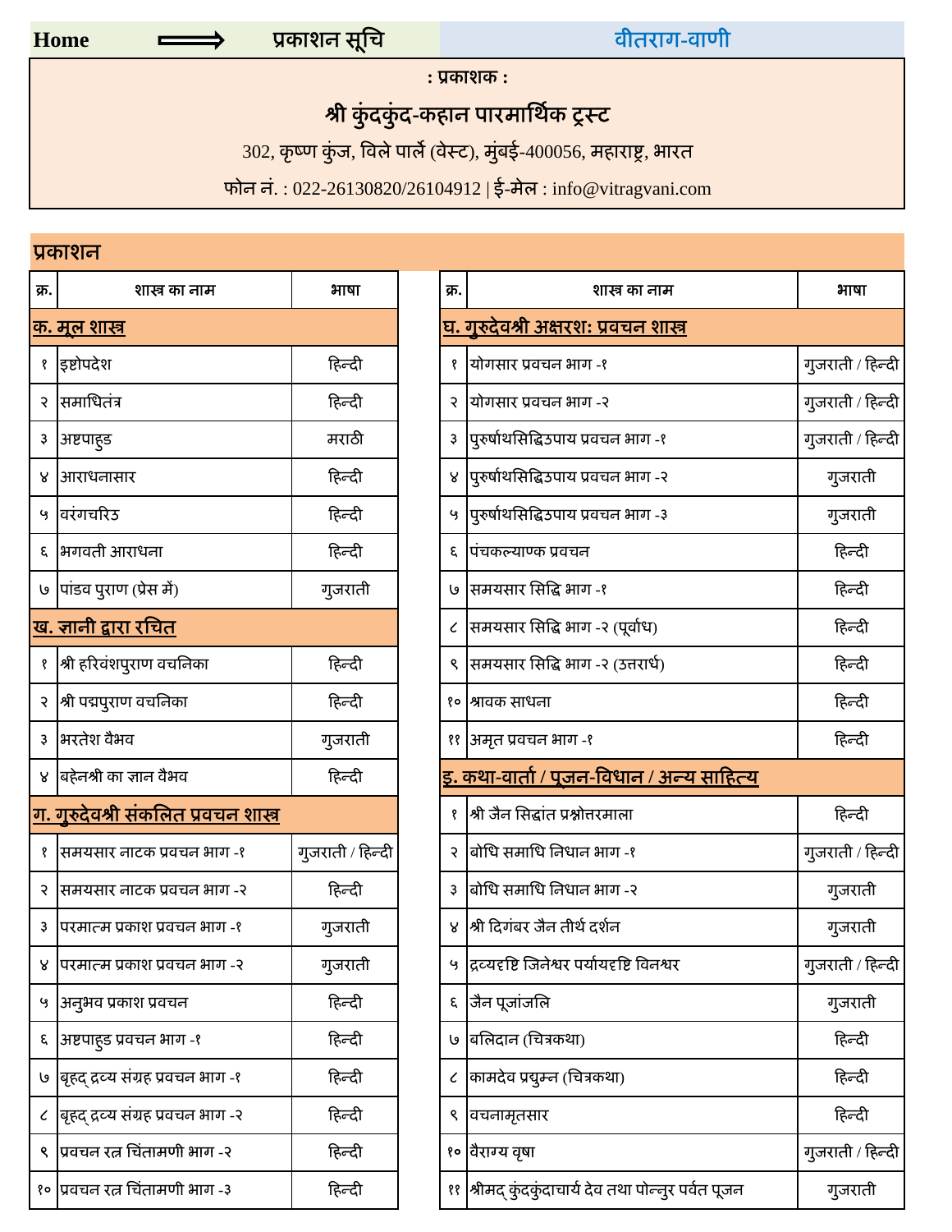Home ⟹ प्रकाशन सूचि | वीतराग-वाणी

: प्रकाशक :

**श्री कुंदकुंद-कहान पारमार्थिक ट्रस्ट**

302, कृष्ण कुंज, विले पार्ले (वेस्ट), मुंबई-400056, महाराष्ट्र, भारत

फोन नं. : 022-26130820/26104912 | ई-मेल : info@vitragvani.com

## प्रकाशन

| क्र. | शास्त्र का नाम | भाषा |
|---|---|---|
| **क. मूल शास्त्र** | | |
| १ | इष्टोपदेश | हिन्दी |
| २ | समाधितंत्र | हिन्दी |
| ३ | अष्टपाहुड | मराठी |
| ४ | आराधनासार | हिन्दी |
| ५ | वरंगचरिठ | हिन्दी |
| ६ | भगवती आराधना | हिन्दी |
| ७ | पांडव पुराण (प्रेस में) | गुजराती |
| **ख. ज्ञानी द्वारा रचित** | | |
| १ | श्री हरिवंशपुराण वचनिका | हिन्दी |
| २ | श्री पद्मपुराण वचनिका | हिन्दी |
| ३ | भरतेश वैभव | गुजराती |
| ४ | बहेनश्री का ज्ञान वैभव | हिन्दी |
| **ग. गुरुदेवश्री संकलित प्रवचन शास्त्र** | | |
| १ | समयसार नाटक प्रवचन भाग -१ | गुजराती / हिन्दी |
| २ | समयसार नाटक प्रवचन भाग -२ | हिन्दी |
| ३ | परमात्म प्रकाश प्रवचन भाग -१ | गुजराती |
| ४ | परमात्म प्रकाश प्रवचन भाग -२ | गुजराती |
| ५ | अनुभव प्रकाश प्रवचन | हिन्दी |
| ६ | अष्टपाहुड प्रवचन भाग -१ | हिन्दी |
| ७ | बृहद् द्रव्य संग्रह प्रवचन भाग -१ | हिन्दी |
| ८ | बृहद् द्रव्य संग्रह प्रवचन भाग -२ | हिन्दी |
| ९ | प्रवचन रत्न चिंतामणी भाग -२ | हिन्दी |
| १० | प्रवचन रत्न चिंतामणी भाग -३ | हिन्दी |

| क्र. | शास्त्र का नाम | भाषा |
|---|---|---|
| **घ. गुरुदेवश्री अक्षरशः प्रवचन शास्त्र** | | |
| १ | योगसार प्रवचन भाग -१ | गुजराती / हिन्दी |
| २ | योगसार प्रवचन भाग -२ | गुजराती / हिन्दी |
| ३ | पुरुषार्थसिद्धिउपाय प्रवचन भाग -१ | गुजराती / हिन्दी |
| ४ | पुरुषार्थसिद्धिउपाय प्रवचन भाग -२ | गुजराती |
| ५ | पुरुषार्थसिद्धिउपाय प्रवचन भाग -३ | गुजराती |
| ६ | पंचकल्याण्क प्रवचन | हिन्दी |
| ७ | समयसार सिद्धि भाग -१ | हिन्दी |
| ८ | समयसार सिद्धि भाग -२ (पूर्वाध) | हिन्दी |
| ९ | समयसार सिद्धि भाग -२ (उत्तरार्ध) | हिन्दी |
| १० | श्रावक साधना | हिन्दी |
| ११ | अमृत प्रवचन भाग -१ | हिन्दी |
| **ङ. कथा-वार्ता / पूजन-विधान / अन्य साहित्य** | | |
| १ | श्री जैन सिद्धांत प्रश्नोत्तरमाला | हिन्दी |
| २ | बोधि समाधि निधान भाग -१ | गुजराती / हिन्दी |
| ३ | बोधि समाधि निधान भाग -२ | गुजराती |
| ४ | श्री दिगंबर जैन तीर्थ दर्शन | गुजराती |
| ५ | द्रव्यदृष्टि जिनेश्वर पर्यायदृष्टि विनश्वर | गुजराती / हिन्दी |
| ६ | जैन पूजांजलि | गुजराती |
| ७ | बलिदान (चित्रकथा) | हिन्दी |
| ८ | कामदेव प्रद्युम्न (चित्रकथा) | हिन्दी |
| ९ | वचनामृतसार | हिन्दी |
| १० | वैराग्य वृषा | गुजराती / हिन्दी |
| ११ | श्रीमद् कुंदकुंदाचार्य देव तथा पोन्नुर पर्वत पूजन | गुजराती |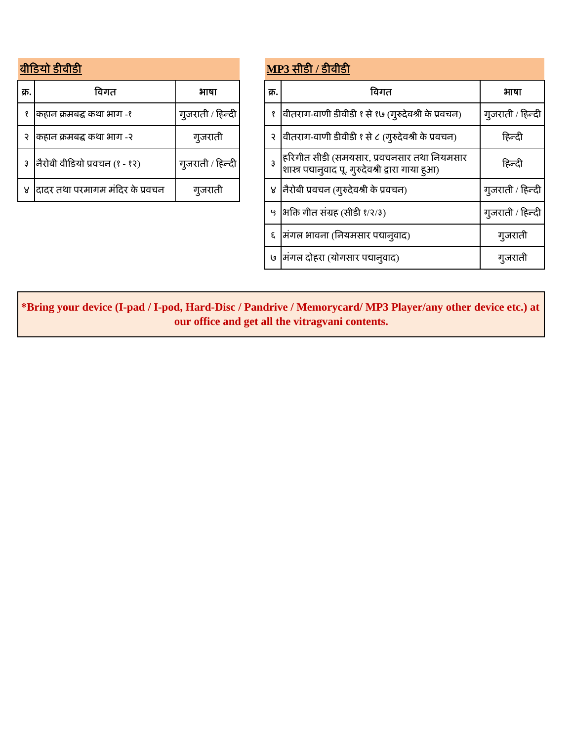## वीडियो डीवीडी

| क्र. | विगत | भाषा |
|---|---|---|
| १ | कहान क्रमबद्ध कथा भाग -१ | गुजराती / हिन्दी |
| २ | कहान क्रमबद्ध कथा भाग -२ | गुजराती |
| ३ | नैरोबी वीडियो प्रवचन (१ - १२) | गुजराती / हिन्दी |
| ४ | दादर तथा परमागम मंदिर के प्रवचन | गुजराती |

## MP3 सीडी / डीवीडी

| क्र. | विगत | भाषा |
|---|---|---|
| १ | वीतराग-वाणी डीवीडी १ से १७ (गुरुदेवश्री के प्रवचन) | गुजराती / हिन्दी |
| २ | वीतराग-वाणी डीवीडी १ से ८ (गुरुदेवश्री के प्रवचन) | हिन्दी |
| ३ | हरिगीत सीडी (समयसार, प्रवचनसार तथा नियमसार शास्त्र पद्यानुवाद पू. गुरुदेवश्री द्वारा गाया हुआ) | हिन्दी |
| ४ | नैरोबी प्रवचन (गुरुदेवश्री के प्रवचन) | गुजराती / हिन्दी |
| ५ | भक्ति गीत संग्रह (सीडी १/२/३) | गुजराती / हिन्दी |
| ६ | मंगल भावना (नियमसार पद्यानुवाद) | गुजराती |
| ७ | मंगल दोहरा (योगसार पद्यानुवाद) | गुजराती |

**\*Bring your device (I-pad / I-pod, Hard-Disc / Pandrive / Memorycard/ MP3 Player/any other device etc.) at our office and get all the vitragvani contents.**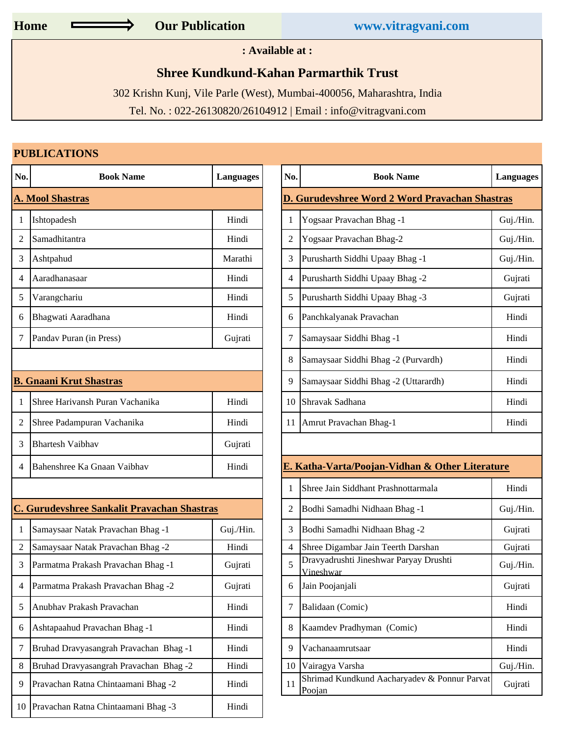**Home** ⟹ **Our Publication** **www.vitragvani.com**

**: Available at :**

**Shree Kundkund-Kahan Parmarthik Trust**

302 Krishn Kunj, Vile Parle (West), Mumbai-400056, Maharashtra, India

Tel. No. : 022-26130820/26104912 | Email : info@vitragvani.com

## PUBLICATIONS

### A. Mool Shastras

| No. | Book Name | Languages |
|---|---|---|
| 1 | Ishtopadesh | Hindi |
| 2 | Samadhitantra | Hindi |
| 3 | Ashtpahud | Marathi |
| 4 | Aaradhanasaar | Hindi |
| 5 | Varangchariu | Hindi |
| 6 | Bhagwati Aaradhana | Hindi |
| 7 | Pandav Puran (in Press) | Gujrati |

### B. Gnaani Krut Shastras

| No. | Book Name | Languages |
|---|---|---|
| 1 | Shree Harivansh Puran Vachanika | Hindi |
| 2 | Shree Padampuran Vachanika | Hindi |
| 3 | Bhartesh Vaibhav | Gujrati |
| 4 | Bahenshree Ka Gnaan Vaibhav | Hindi |

### C. Gurudevshree Sankalit Pravachan Shastras

| No. | Book Name | Languages |
|---|---|---|
| 1 | Samaysaar Natak Pravachan Bhag -1 | Guj./Hin. |
| 2 | Samaysaar Natak Pravachan Bhag -2 | Hindi |
| 3 | Parmatma Prakash Pravachan Bhag -1 | Gujrati |
| 4 | Parmatma Prakash Pravachan Bhag -2 | Gujrati |
| 5 | Anubhav Prakash Pravachan | Hindi |
| 6 | Ashtapaahud Pravachan Bhag -1 | Hindi |
| 7 | Bruhad Dravyasangrah Pravachan Bhag -1 | Hindi |
| 8 | Bruhad Dravyasangrah Pravachan Bhag -2 | Hindi |
| 9 | Pravachan Ratna Chintaamani Bhag -2 | Hindi |
| 10 | Pravachan Ratna Chintaamani Bhag -3 | Hindi |

### D. Gurudevshree Word 2 Word Pravachan Shastras

| No. | Book Name | Languages |
|---|---|---|
| 1 | Yogsaar Pravachan Bhag -1 | Guj./Hin. |
| 2 | Yogsaar Pravachan Bhag-2 | Guj./Hin. |
| 3 | Purusharth Siddhi Upaay Bhag -1 | Guj./Hin. |
| 4 | Purusharth Siddhi Upaay Bhag -2 | Gujrati |
| 5 | Purusharth Siddhi Upaay Bhag -3 | Gujrati |
| 6 | Panchkalyanak Pravachan | Hindi |
| 7 | Samaysaar Siddhi Bhag -1 | Hindi |
| 8 | Samaysaar Siddhi Bhag -2 (Purvardh) | Hindi |
| 9 | Samaysaar Siddhi Bhag -2 (Uttarardh) | Hindi |
| 10 | Shravak Sadhana | Hindi |
| 11 | Amrut Pravachan Bhag-1 | Hindi |

### E. Katha-Varta/Poojan-Vidhan & Other Literature

| No. | Book Name | Languages |
|---|---|---|
| 1 | Shree Jain Siddhant Prashnottarmala | Hindi |
| 2 | Bodhi Samadhi Nidhaan Bhag -1 | Guj./Hin. |
| 3 | Bodhi Samadhi Nidhaan Bhag -2 | Gujrati |
| 4 | Shree Digambar Jain Teerth Darshan | Gujrati |
| 5 | Dravyadrushti Jineshwar Paryay Drushti Vineshwar | Guj./Hin. |
| 6 | Jain Poojanjali | Gujrati |
| 7 | Balidaan (Comic) | Hindi |
| 8 | Kaamdev Pradhyman (Comic) | Hindi |
| 9 | Vachanaamrutsaar | Hindi |
| 10 | Vairagya Varsha | Guj./Hin. |
| 11 | Shrimad Kundkund Aacharyadev & Ponnur Parvat Poojan | Gujrati |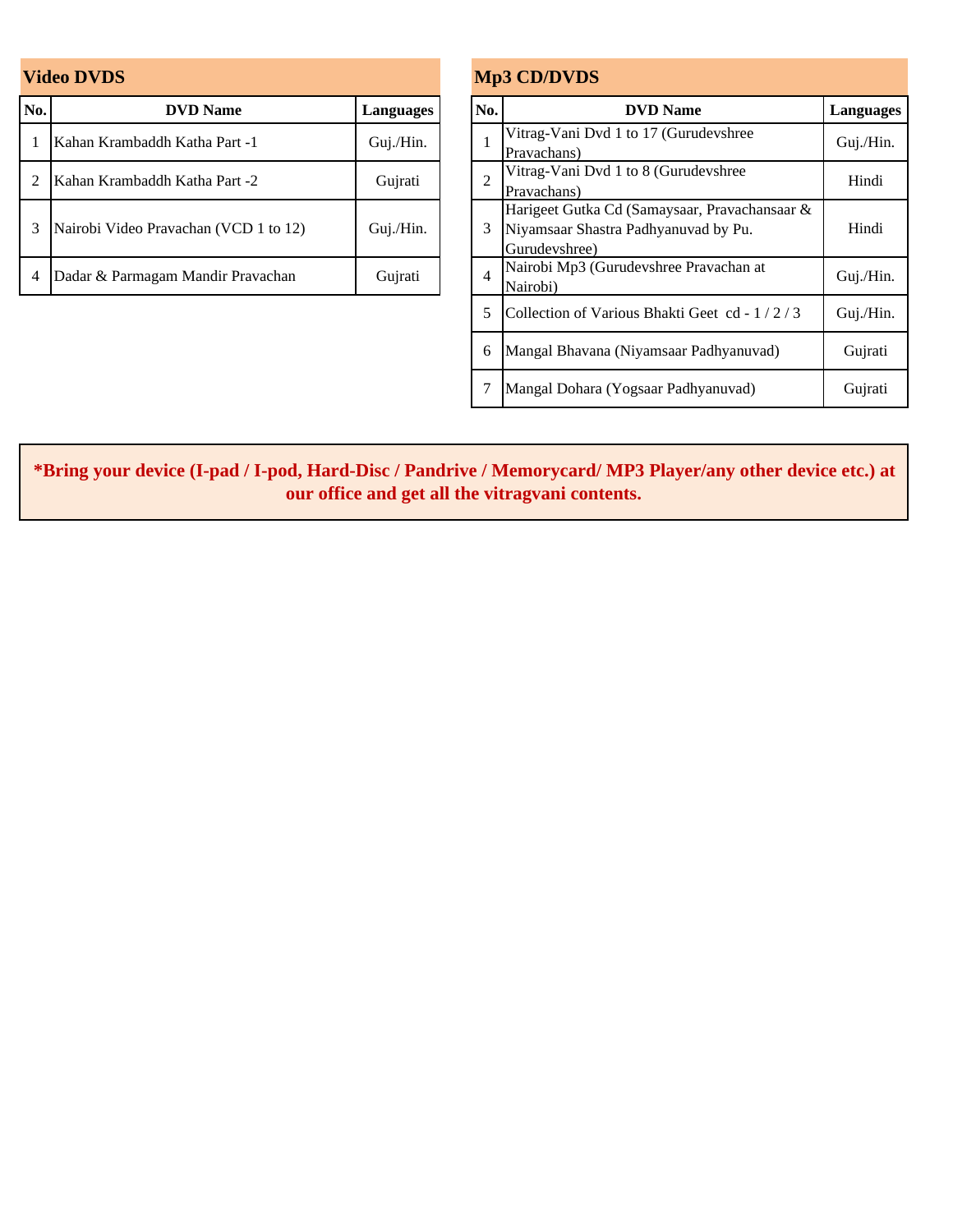## Video DVDS

| No. | DVD Name | Languages |
|---|---|---|
| 1 | Kahan Krambaddh Katha Part -1 | Guj./Hin. |
| 2 | Kahan Krambaddh Katha Part -2 | Gujrati |
| 3 | Nairobi Video Pravachan (VCD 1 to 12) | Guj./Hin. |
| 4 | Dadar & Parmagam Mandir Pravachan | Gujrati |

## Mp3 CD/DVDS

| No. | DVD Name | Languages |
|---|---|---|
| 1 | Vitrag-Vani Dvd 1 to 17 (Gurudevshree Pravachans) | Guj./Hin. |
| 2 | Vitrag-Vani Dvd 1 to 8 (Gurudevshree Pravachans) | Hindi |
| 3 | Harigeet Gutka Cd (Samaysaar, Pravachansaar & Niyamsaar Shastra Padhyanuvad by Pu. Gurudevshree) | Hindi |
| 4 | Nairobi Mp3 (Gurudevshree Pravachan at Nairobi) | Guj./Hin. |
| 5 | Collection of Various Bhakti Geet cd - 1 / 2 / 3 | Guj./Hin. |
| 6 | Mangal Bhavana (Niyamsaar Padhyanuvad) | Gujrati |
| 7 | Mangal Dohara (Yogsaar Padhyanuvad) | Gujrati |

**\*Bring your device (I-pad / I-pod, Hard-Disc / Pandrive / Memorycard/ MP3 Player/any other device etc.) at our office and get all the vitragvani contents.**